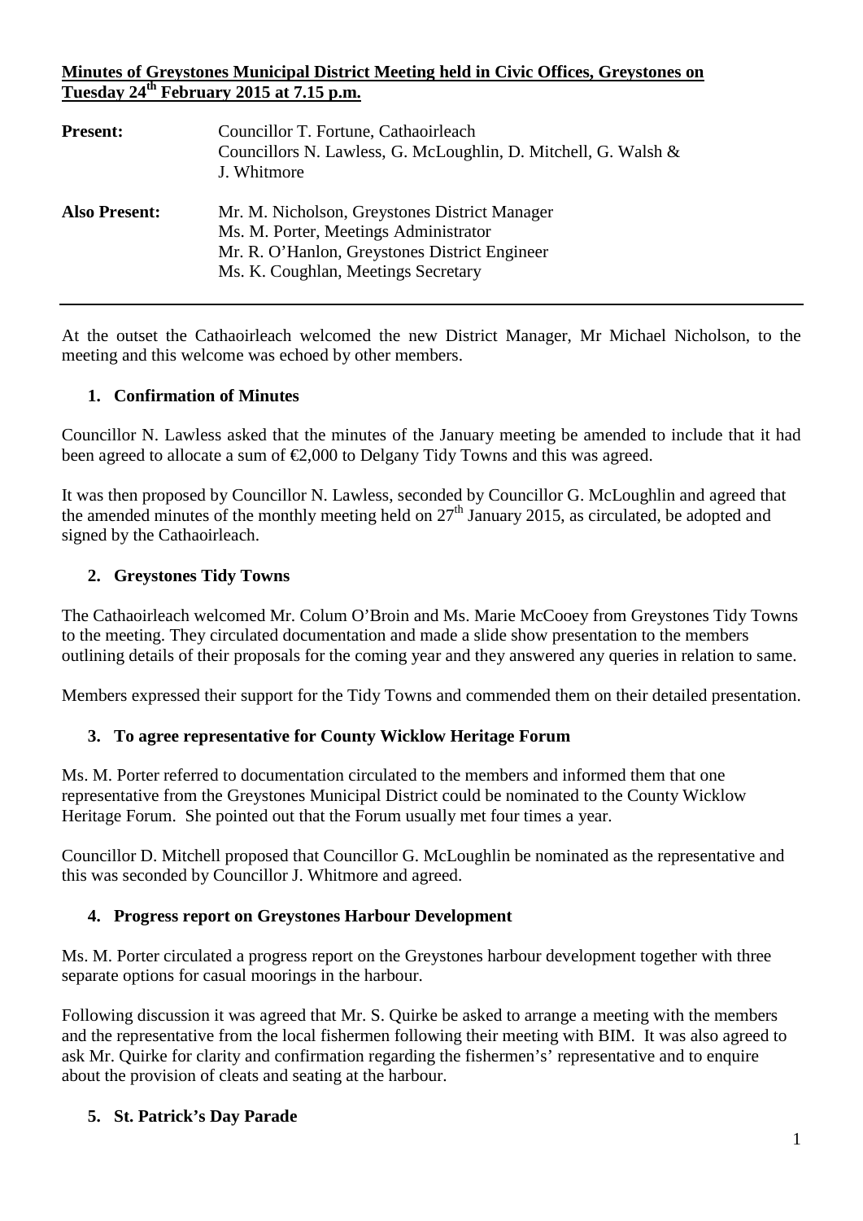**Minutes of Greystones Municipal District Meeting held in Civic Offices, Greystones on Tuesday 24th February 2015 at 7.15 p.m.**

| | |
|---|---|
| **Present:** | Councillor T. Fortune, Cathaoirleach<br>Councillors N. Lawless, G. McLoughlin, D. Mitchell, G. Walsh & J. Whitmore |
| **Also Present:** | Mr. M. Nicholson, Greystones District Manager<br>Ms. M. Porter, Meetings Administrator<br>Mr. R. O'Hanlon, Greystones District Engineer<br>Ms. K. Coughlan, Meetings Secretary |

---

At the outset the Cathaoirleach welcomed the new District Manager, Mr Michael Nicholson, to the meeting and this welcome was echoed by other members.

## 1. Confirmation of Minutes

Councillor N. Lawless asked that the minutes of the January meeting be amended to include that it had been agreed to allocate a sum of €2,000 to Delgany Tidy Towns and this was agreed.

It was then proposed by Councillor N. Lawless, seconded by Councillor G. McLoughlin and agreed that the amended minutes of the monthly meeting held on 27th January 2015, as circulated, be adopted and signed by the Cathaoirleach.

## 2. Greystones Tidy Towns

The Cathaoirleach welcomed Mr. Colum O'Broin and Ms. Marie McCooey from Greystones Tidy Towns to the meeting. They circulated documentation and made a slide show presentation to the members outlining details of their proposals for the coming year and they answered any queries in relation to same.

Members expressed their support for the Tidy Towns and commended them on their detailed presentation.

## 3. To agree representative for County Wicklow Heritage Forum

Ms. M. Porter referred to documentation circulated to the members and informed them that one representative from the Greystones Municipal District could be nominated to the County Wicklow Heritage Forum. She pointed out that the Forum usually met four times a year.

Councillor D. Mitchell proposed that Councillor G. McLoughlin be nominated as the representative and this was seconded by Councillor J. Whitmore and agreed.

## 4. Progress report on Greystones Harbour Development

Ms. M. Porter circulated a progress report on the Greystones harbour development together with three separate options for casual moorings in the harbour.

Following discussion it was agreed that Mr. S. Quirke be asked to arrange a meeting with the members and the representative from the local fishermen following their meeting with BIM. It was also agreed to ask Mr. Quirke for clarity and confirmation regarding the fishermen's' representative and to enquire about the provision of cleats and seating at the harbour.

## 5. St. Patrick's Day Parade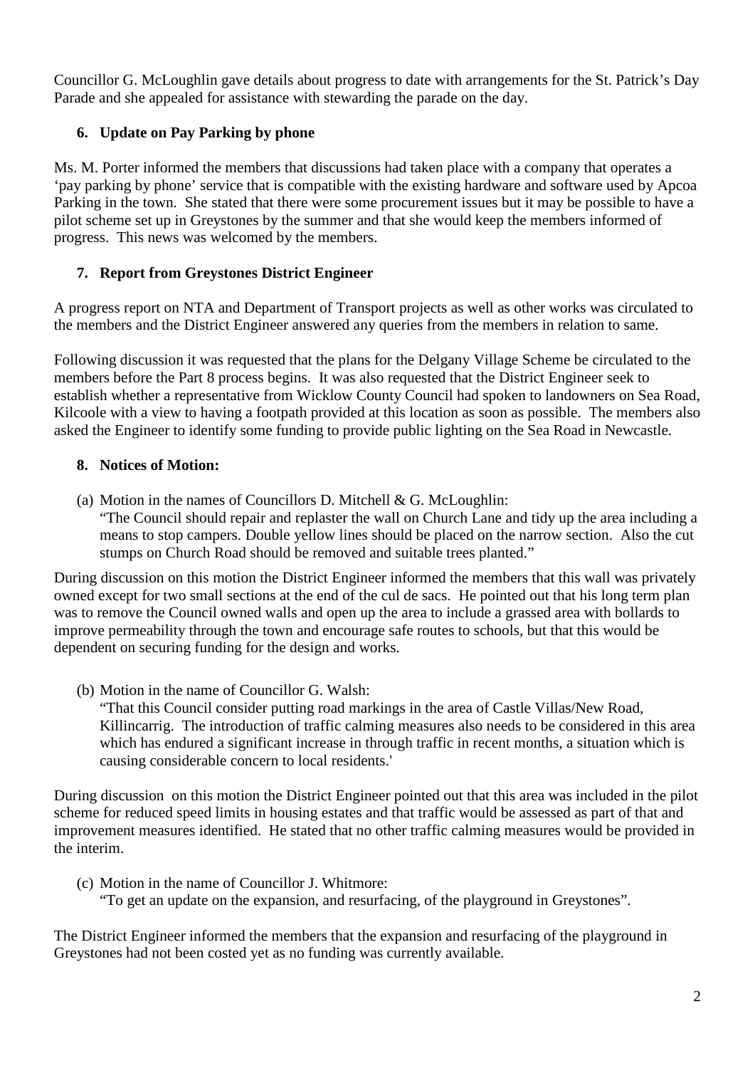Councillor G. McLoughlin gave details about progress to date with arrangements for the St. Patrick's Day Parade and she appealed for assistance with stewarding the parade on the day.

**6. Update on Pay Parking by phone**

Ms. M. Porter informed the members that discussions had taken place with a company that operates a 'pay parking by phone' service that is compatible with the existing hardware and software used by Apcoa Parking in the town. She stated that there were some procurement issues but it may be possible to have a pilot scheme set up in Greystones by the summer and that she would keep the members informed of progress. This news was welcomed by the members.

**7. Report from Greystones District Engineer**

A progress report on NTA and Department of Transport projects as well as other works was circulated to the members and the District Engineer answered any queries from the members in relation to same.

Following discussion it was requested that the plans for the Delgany Village Scheme be circulated to the members before the Part 8 process begins. It was also requested that the District Engineer seek to establish whether a representative from Wicklow County Council had spoken to landowners on Sea Road, Kilcoole with a view to having a footpath provided at this location as soon as possible. The members also asked the Engineer to identify some funding to provide public lighting on the Sea Road in Newcastle.

**8. Notices of Motion:**

(a) Motion in the names of Councillors D. Mitchell & G. McLoughlin:
"The Council should repair and replaster the wall on Church Lane and tidy up the area including a means to stop campers. Double yellow lines should be placed on the narrow section. Also the cut stumps on Church Road should be removed and suitable trees planted."

During discussion on this motion the District Engineer informed the members that this wall was privately owned except for two small sections at the end of the cul de sacs. He pointed out that his long term plan was to remove the Council owned walls and open up the area to include a grassed area with bollards to improve permeability through the town and encourage safe routes to schools, but that this would be dependent on securing funding for the design and works.

(b) Motion in the name of Councillor G. Walsh:
"That this Council consider putting road markings in the area of Castle Villas/New Road, Killincarrig. The introduction of traffic calming measures also needs to be considered in this area which has endured a significant increase in through traffic in recent months, a situation which is causing considerable concern to local residents.'

During discussion on this motion the District Engineer pointed out that this area was included in the pilot scheme for reduced speed limits in housing estates and that traffic would be assessed as part of that and improvement measures identified. He stated that no other traffic calming measures would be provided in the interim.

(c) Motion in the name of Councillor J. Whitmore:
"To get an update on the expansion, and resurfacing, of the playground in Greystones".

The District Engineer informed the members that the expansion and resurfacing of the playground in Greystones had not been costed yet as no funding was currently available.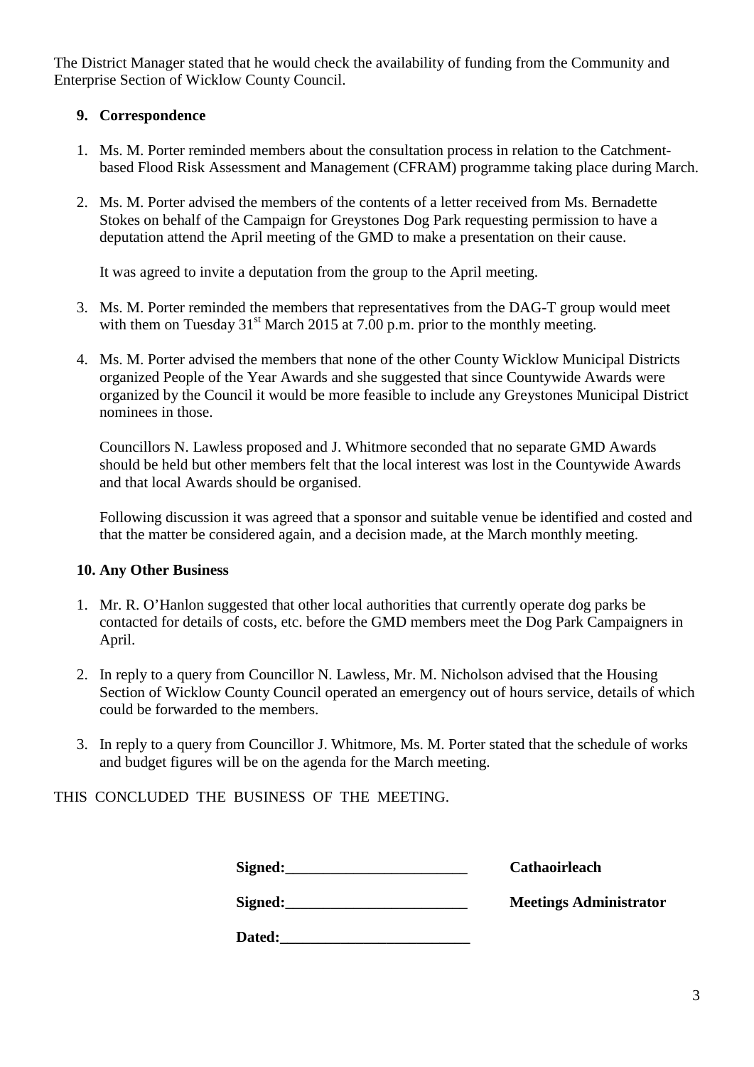The District Manager stated that he would check the availability of funding from the Community and Enterprise Section of Wicklow County Council.

**9. Correspondence**

1. Ms. M. Porter reminded members about the consultation process in relation to the Catchment-based Flood Risk Assessment and Management (CFRAM) programme taking place during March.

2. Ms. M. Porter advised the members of the contents of a letter received from Ms. Bernadette Stokes on behalf of the Campaign for Greystones Dog Park requesting permission to have a deputation attend the April meeting of the GMD to make a presentation on their cause.

   It was agreed to invite a deputation from the group to the April meeting.

3. Ms. M. Porter reminded the members that representatives from the DAG-T group would meet with them on Tuesday 31st March 2015 at 7.00 p.m. prior to the monthly meeting.

4. Ms. M. Porter advised the members that none of the other County Wicklow Municipal Districts organized People of the Year Awards and she suggested that since Countywide Awards were organized by the Council it would be more feasible to include any Greystones Municipal District nominees in those.

   Councillors N. Lawless proposed and J. Whitmore seconded that no separate GMD Awards should be held but other members felt that the local interest was lost in the Countywide Awards and that local Awards should be organised.

   Following discussion it was agreed that a sponsor and suitable venue be identified and costed and that the matter be considered again, and a decision made, at the March monthly meeting.

**10. Any Other Business**

1. Mr. R. O'Hanlon suggested that other local authorities that currently operate dog parks be contacted for details of costs, etc. before the GMD members meet the Dog Park Campaigners in April.

2. In reply to a query from Councillor N. Lawless, Mr. M. Nicholson advised that the Housing Section of Wicklow County Council operated an emergency out of hours service, details of which could be forwarded to the members.

3. In reply to a query from Councillor J. Whitmore, Ms. M. Porter stated that the schedule of works and budget figures will be on the agenda for the March meeting.

THIS CONCLUDED THE BUSINESS OF THE MEETING.

**Signed:________________________** **Cathaoirleach**

**Signed:________________________** **Meetings Administrator**

**Dated:_________________________**